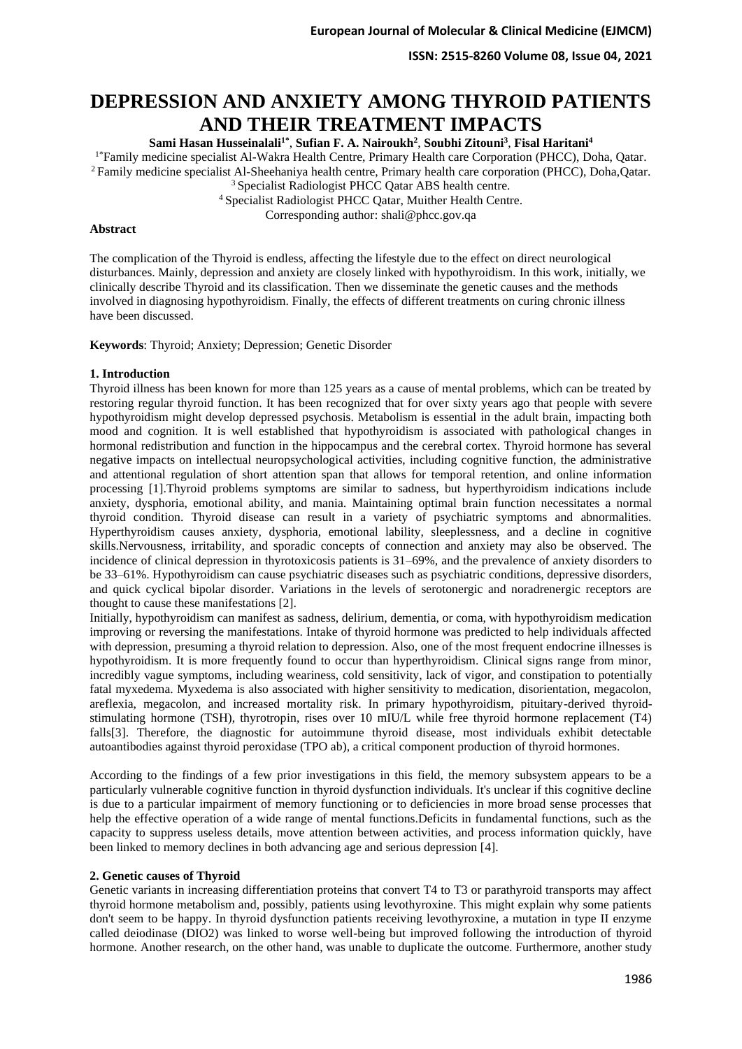# DEPRESSION AND ANXIETY AMONG THYROID PATIENTS AND THEIR TREATMENT IMPACTS

**Sami Hasan Husseinalali[1*], Sufian F. A. Nairoukh[2], Soubhi Zitouni[3], Fisal Haritani[4]**

[1*]Family medicine specialist Al-Wakra Health Centre, Primary Health care Corporation (PHCC), Doha, Qatar.
[2]Family medicine specialist Al-Sheehaniya health centre, Primary health care corporation (PHCC), Doha,Qatar.
[3]Specialist Radiologist PHCC Qatar ABS health centre.
[4]Specialist Radiologist PHCC Qatar, Muither Health Centre.
Corresponding author: shali@phcc.gov.qa

**Abstract**

The complication of the Thyroid is endless, affecting the lifestyle due to the effect on direct neurological disturbances. Mainly, depression and anxiety are closely linked with hypothyroidism. In this work, initially, we clinically describe Thyroid and its classification. Then we disseminate the genetic causes and the methods involved in diagnosing hypothyroidism. Finally, the effects of different treatments on curing chronic illness have been discussed.

**Keywords**: Thyroid; Anxiety; Depression; Genetic Disorder

## 1. Introduction

Thyroid illness has been known for more than 125 years as a cause of mental problems, which can be treated by restoring regular thyroid function. It has been recognized that for over sixty years ago that people with severe hypothyroidism might develop depressed psychosis. Metabolism is essential in the adult brain, impacting both mood and cognition. It is well established that hypothyroidism is associated with pathological changes in hormonal redistribution and function in the hippocampus and the cerebral cortex. Thyroid hormone has several negative impacts on intellectual neuropsychological activities, including cognitive function, the administrative and attentional regulation of short attention span that allows for temporal retention, and online information processing [1].Thyroid problems symptoms are similar to sadness, but hyperthyroidism indications include anxiety, dysphoria, emotional ability, and mania. Maintaining optimal brain function necessitates a normal thyroid condition. Thyroid disease can result in a variety of psychiatric symptoms and abnormalities. Hyperthyroidism causes anxiety, dysphoria, emotional lability, sleeplessness, and a decline in cognitive skills.Nervousness, irritability, and sporadic concepts of connection and anxiety may also be observed. The incidence of clinical depression in thyrotoxicosis patients is 31–69%, and the prevalence of anxiety disorders to be 33–61%. Hypothyroidism can cause psychiatric diseases such as psychiatric conditions, depressive disorders, and quick cyclical bipolar disorder. Variations in the levels of serotonergic and noradrenergic receptors are thought to cause these manifestations [2].

Initially, hypothyroidism can manifest as sadness, delirium, dementia, or coma, with hypothyroidism medication improving or reversing the manifestations. Intake of thyroid hormone was predicted to help individuals affected with depression, presuming a thyroid relation to depression. Also, one of the most frequent endocrine illnesses is hypothyroidism. It is more frequently found to occur than hyperthyroidism. Clinical signs range from minor, incredibly vague symptoms, including weariness, cold sensitivity, lack of vigor, and constipation to potentially fatal myxedema. Myxedema is also associated with higher sensitivity to medication, disorientation, megacolon, areflexia, megacolon, and increased mortality risk. In primary hypothyroidism, pituitary-derived thyroid-stimulating hormone (TSH), thyrotropin, rises over 10 mIU/L while free thyroid hormone replacement (T4) falls[3]. Therefore, the diagnostic for autoimmune thyroid disease, most individuals exhibit detectable autoantibodies against thyroid peroxidase (TPO ab), a critical component production of thyroid hormones.

According to the findings of a few prior investigations in this field, the memory subsystem appears to be a particularly vulnerable cognitive function in thyroid dysfunction individuals. It's unclear if this cognitive decline is due to a particular impairment of memory functioning or to deficiencies in more broad sense processes that help the effective operation of a wide range of mental functions.Deficits in fundamental functions, such as the capacity to suppress useless details, move attention between activities, and process information quickly, have been linked to memory declines in both advancing age and serious depression [4].

## 2. Genetic causes of Thyroid

Genetic variants in increasing differentiation proteins that convert T4 to T3 or parathyroid transports may affect thyroid hormone metabolism and, possibly, patients using levothyroxine. This might explain why some patients don't seem to be happy. In thyroid dysfunction patients receiving levothyroxine, a mutation in type II enzyme called deiodinase (DIO2) was linked to worse well-being but improved following the introduction of thyroid hormone. Another research, on the other hand, was unable to duplicate the outcome. Furthermore, another study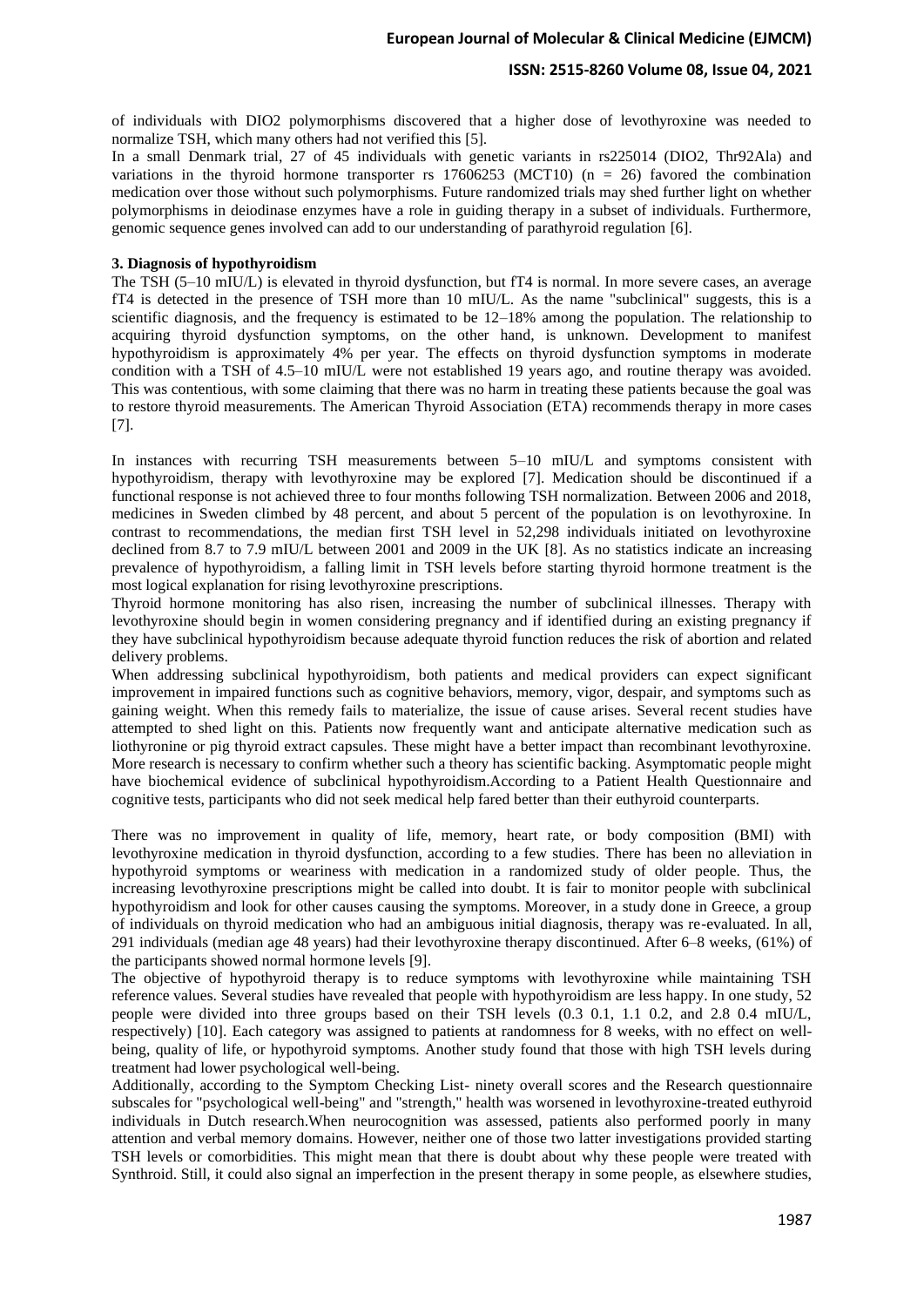of individuals with DIO2 polymorphisms discovered that a higher dose of levothyroxine was needed to normalize TSH, which many others had not verified this [5].

In a small Denmark trial, 27 of 45 individuals with genetic variants in rs225014 (DIO2, Thr92Ala) and variations in the thyroid hormone transporter rs 17606253 (MCT10) (n = 26) favored the combination medication over those without such polymorphisms. Future randomized trials may shed further light on whether polymorphisms in deiodinase enzymes have a role in guiding therapy in a subset of individuals. Furthermore, genomic sequence genes involved can add to our understanding of parathyroid regulation [6].

### 3. Diagnosis of hypothyroidism

The TSH (5–10 mIU/L) is elevated in thyroid dysfunction, but fT4 is normal. In more severe cases, an average fT4 is detected in the presence of TSH more than 10 mIU/L. As the name "subclinical" suggests, this is a scientific diagnosis, and the frequency is estimated to be 12–18% among the population. The relationship to acquiring thyroid dysfunction symptoms, on the other hand, is unknown. Development to manifest hypothyroidism is approximately 4% per year. The effects on thyroid dysfunction symptoms in moderate condition with a TSH of 4.5–10 mIU/L were not established 19 years ago, and routine therapy was avoided. This was contentious, with some claiming that there was no harm in treating these patients because the goal was to restore thyroid measurements. The American Thyroid Association (ETA) recommends therapy in more cases [7].

In instances with recurring TSH measurements between 5–10 mIU/L and symptoms consistent with hypothyroidism, therapy with levothyroxine may be explored [7]. Medication should be discontinued if a functional response is not achieved three to four months following TSH normalization. Between 2006 and 2018, medicines in Sweden climbed by 48 percent, and about 5 percent of the population is on levothyroxine. In contrast to recommendations, the median first TSH level in 52,298 individuals initiated on levothyroxine declined from 8.7 to 7.9 mIU/L between 2001 and 2009 in the UK [8]. As no statistics indicate an increasing prevalence of hypothyroidism, a falling limit in TSH levels before starting thyroid hormone treatment is the most logical explanation for rising levothyroxine prescriptions.

Thyroid hormone monitoring has also risen, increasing the number of subclinical illnesses. Therapy with levothyroxine should begin in women considering pregnancy and if identified during an existing pregnancy if they have subclinical hypothyroidism because adequate thyroid function reduces the risk of abortion and related delivery problems.

When addressing subclinical hypothyroidism, both patients and medical providers can expect significant improvement in impaired functions such as cognitive behaviors, memory, vigor, despair, and symptoms such as gaining weight. When this remedy fails to materialize, the issue of cause arises. Several recent studies have attempted to shed light on this. Patients now frequently want and anticipate alternative medication such as liothyronine or pig thyroid extract capsules. These might have a better impact than recombinant levothyroxine. More research is necessary to confirm whether such a theory has scientific backing. Asymptomatic people might have biochemical evidence of subclinical hypothyroidism.According to a Patient Health Questionnaire and cognitive tests, participants who did not seek medical help fared better than their euthyroid counterparts.

There was no improvement in quality of life, memory, heart rate, or body composition (BMI) with levothyroxine medication in thyroid dysfunction, according to a few studies. There has been no alleviation in hypothyroid symptoms or weariness with medication in a randomized study of older people. Thus, the increasing levothyroxine prescriptions might be called into doubt. It is fair to monitor people with subclinical hypothyroidism and look for other causes causing the symptoms. Moreover, in a study done in Greece, a group of individuals on thyroid medication who had an ambiguous initial diagnosis, therapy was re-evaluated. In all, 291 individuals (median age 48 years) had their levothyroxine therapy discontinued. After 6–8 weeks, (61%) of the participants showed normal hormone levels [9].

The objective of hypothyroid therapy is to reduce symptoms with levothyroxine while maintaining TSH reference values. Several studies have revealed that people with hypothyroidism are less happy. In one study, 52 people were divided into three groups based on their TSH levels (0.3 0.1, 1.1 0.2, and 2.8 0.4 mIU/L, respectively) [10]. Each category was assigned to patients at randomness for 8 weeks, with no effect on well-being, quality of life, or hypothyroid symptoms. Another study found that those with high TSH levels during treatment had lower psychological well-being.

Additionally, according to the Symptom Checking List- ninety overall scores and the Research questionnaire subscales for "psychological well-being" and "strength," health was worsened in levothyroxine-treated euthyroid individuals in Dutch research.When neurocognition was assessed, patients also performed poorly in many attention and verbal memory domains. However, neither one of those two latter investigations provided starting TSH levels or comorbidities. This might mean that there is doubt about why these people were treated with Synthroid. Still, it could also signal an imperfection in the present therapy in some people, as elsewhere studies,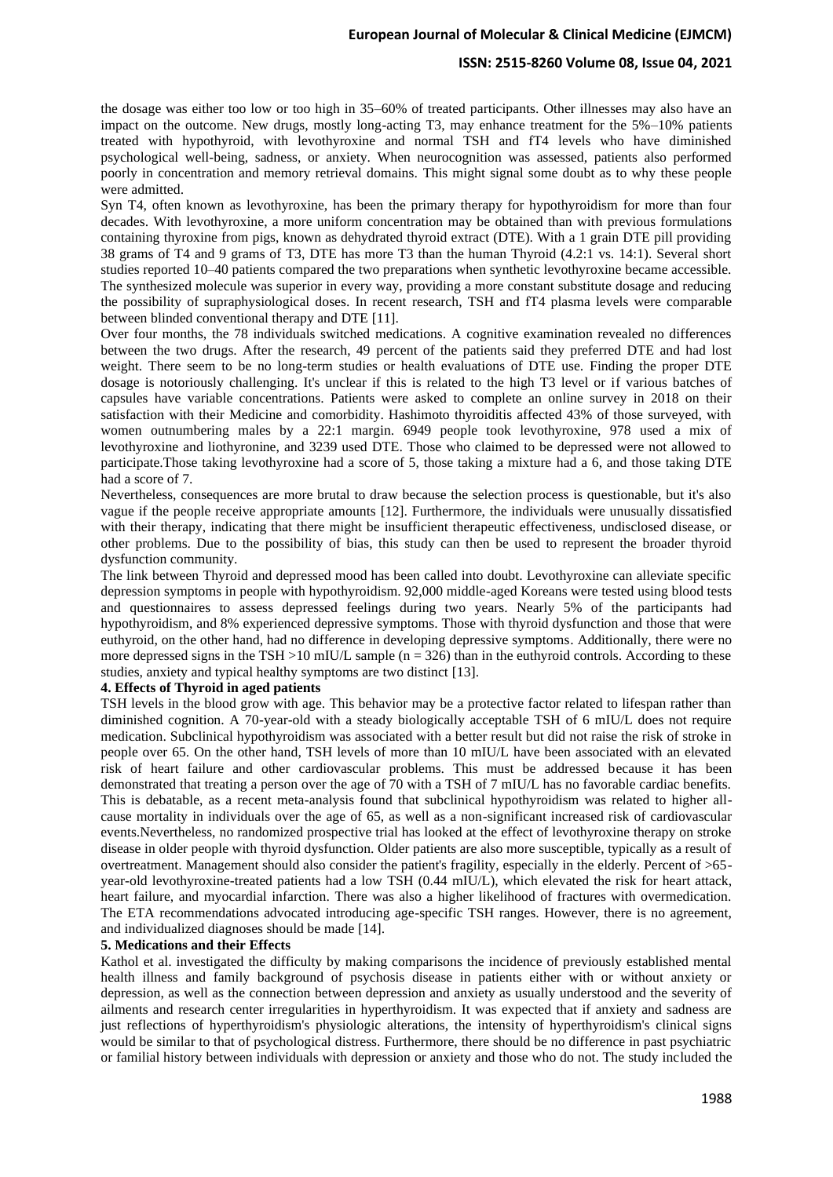the dosage was either too low or too high in 35–60% of treated participants. Other illnesses may also have an impact on the outcome. New drugs, mostly long-acting T3, may enhance treatment for the 5%–10% patients treated with hypothyroid, with levothyroxine and normal TSH and fT4 levels who have diminished psychological well-being, sadness, or anxiety. When neurocognition was assessed, patients also performed poorly in concentration and memory retrieval domains. This might signal some doubt as to why these people were admitted.

Syn T4, often known as levothyroxine, has been the primary therapy for hypothyroidism for more than four decades. With levothyroxine, a more uniform concentration may be obtained than with previous formulations containing thyroxine from pigs, known as dehydrated thyroid extract (DTE). With a 1 grain DTE pill providing 38 grams of T4 and 9 grams of T3, DTE has more T3 than the human Thyroid (4.2:1 vs. 14:1). Several short studies reported 10–40 patients compared the two preparations when synthetic levothyroxine became accessible. The synthesized molecule was superior in every way, providing a more constant substitute dosage and reducing the possibility of supraphysiological doses. In recent research, TSH and fT4 plasma levels were comparable between blinded conventional therapy and DTE [11].

Over four months, the 78 individuals switched medications. A cognitive examination revealed no differences between the two drugs. After the research, 49 percent of the patients said they preferred DTE and had lost weight. There seem to be no long-term studies or health evaluations of DTE use. Finding the proper DTE dosage is notoriously challenging. It's unclear if this is related to the high T3 level or if various batches of capsules have variable concentrations. Patients were asked to complete an online survey in 2018 on their satisfaction with their Medicine and comorbidity. Hashimoto thyroiditis affected 43% of those surveyed, with women outnumbering males by a 22:1 margin. 6949 people took levothyroxine, 978 used a mix of levothyroxine and liothyronine, and 3239 used DTE. Those who claimed to be depressed were not allowed to participate.Those taking levothyroxine had a score of 5, those taking a mixture had a 6, and those taking DTE had a score of 7.

Nevertheless, consequences are more brutal to draw because the selection process is questionable, but it's also vague if the people receive appropriate amounts [12]. Furthermore, the individuals were unusually dissatisfied with their therapy, indicating that there might be insufficient therapeutic effectiveness, undisclosed disease, or other problems. Due to the possibility of bias, this study can then be used to represent the broader thyroid dysfunction community.

The link between Thyroid and depressed mood has been called into doubt. Levothyroxine can alleviate specific depression symptoms in people with hypothyroidism. 92,000 middle-aged Koreans were tested using blood tests and questionnaires to assess depressed feelings during two years. Nearly 5% of the participants had hypothyroidism, and 8% experienced depressive symptoms. Those with thyroid dysfunction and those that were euthyroid, on the other hand, had no difference in developing depressive symptoms. Additionally, there were no more depressed signs in the TSH >10 mIU/L sample (n = 326) than in the euthyroid controls. According to these studies, anxiety and typical healthy symptoms are two distinct [13].

## 4. Effects of Thyroid in aged patients

TSH levels in the blood grow with age. This behavior may be a protective factor related to lifespan rather than diminished cognition. A 70-year-old with a steady biologically acceptable TSH of 6 mIU/L does not require medication. Subclinical hypothyroidism was associated with a better result but did not raise the risk of stroke in people over 65. On the other hand, TSH levels of more than 10 mIU/L have been associated with an elevated risk of heart failure and other cardiovascular problems. This must be addressed because it has been demonstrated that treating a person over the age of 70 with a TSH of 7 mIU/L has no favorable cardiac benefits. This is debatable, as a recent meta-analysis found that subclinical hypothyroidism was related to higher all-cause mortality in individuals over the age of 65, as well as a non-significant increased risk of cardiovascular events.Nevertheless, no randomized prospective trial has looked at the effect of levothyroxine therapy on stroke disease in older people with thyroid dysfunction. Older patients are also more susceptible, typically as a result of overtreatment. Management should also consider the patient's fragility, especially in the elderly. Percent of >65-year-old levothyroxine-treated patients had a low TSH (0.44 mIU/L), which elevated the risk for heart attack, heart failure, and myocardial infarction. There was also a higher likelihood of fractures with overmedication. The ETA recommendations advocated introducing age-specific TSH ranges. However, there is no agreement, and individualized diagnoses should be made [14].

## 5. Medications and their Effects

Kathol et al. investigated the difficulty by making comparisons the incidence of previously established mental health illness and family background of psychosis disease in patients either with or without anxiety or depression, as well as the connection between depression and anxiety as usually understood and the severity of ailments and research center irregularities in hyperthyroidism. It was expected that if anxiety and sadness are just reflections of hyperthyroidism's physiologic alterations, the intensity of hyperthyroidism's clinical signs would be similar to that of psychological distress. Furthermore, there should be no difference in past psychiatric or familial history between individuals with depression or anxiety and those who do not. The study included the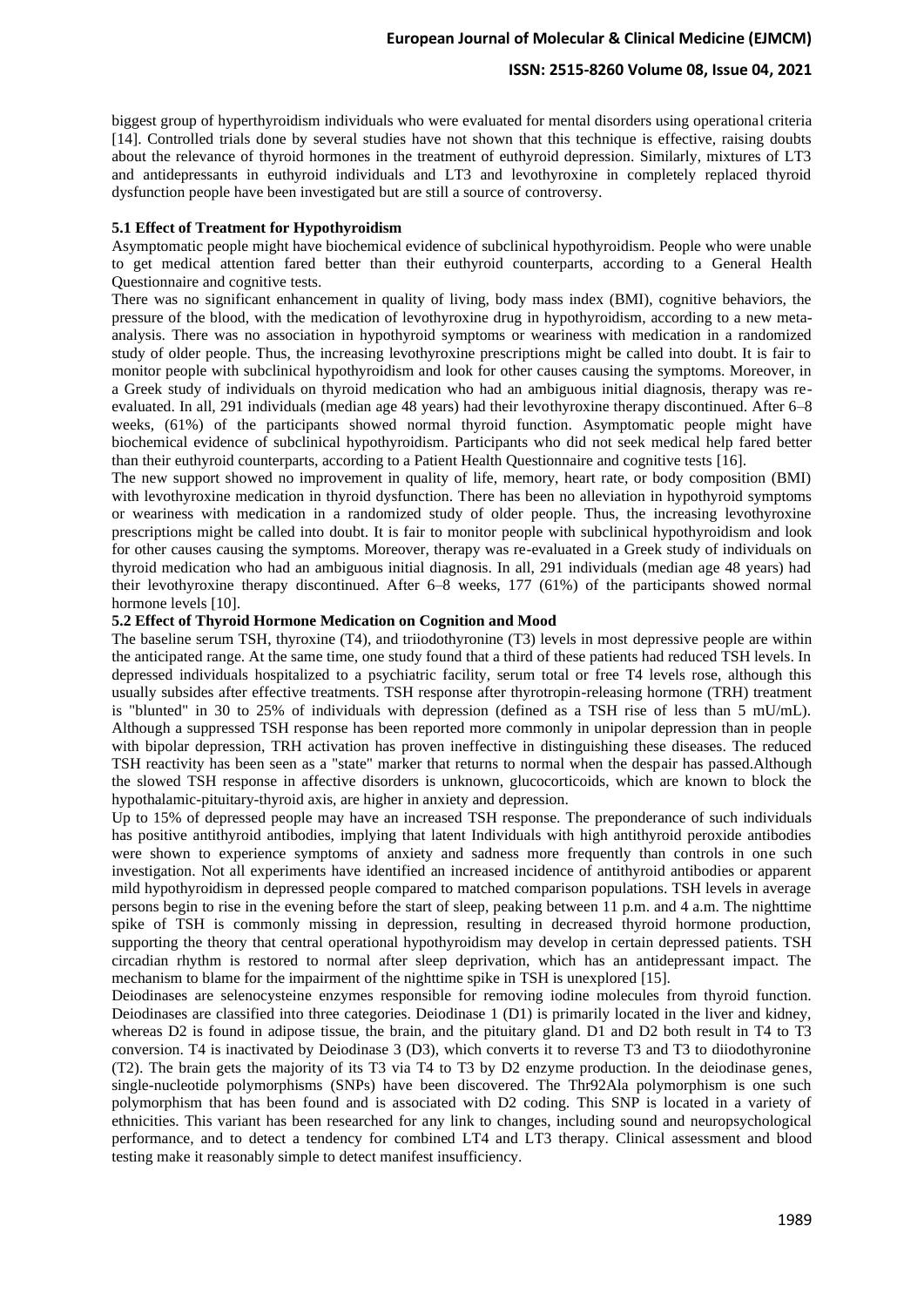biggest group of hyperthyroidism individuals who were evaluated for mental disorders using operational criteria [14]. Controlled trials done by several studies have not shown that this technique is effective, raising doubts about the relevance of thyroid hormones in the treatment of euthyroid depression. Similarly, mixtures of LT3 and antidepressants in euthyroid individuals and LT3 and levothyroxine in completely replaced thyroid dysfunction people have been investigated but are still a source of controversy.

### 5.1 Effect of Treatment for Hypothyroidism

Asymptomatic people might have biochemical evidence of subclinical hypothyroidism. People who were unable to get medical attention fared better than their euthyroid counterparts, according to a General Health Questionnaire and cognitive tests.

There was no significant enhancement in quality of living, body mass index (BMI), cognitive behaviors, the pressure of the blood, with the medication of levothyroxine drug in hypothyroidism, according to a new meta-analysis. There was no association in hypothyroid symptoms or weariness with medication in a randomized study of older people. Thus, the increasing levothyroxine prescriptions might be called into doubt. It is fair to monitor people with subclinical hypothyroidism and look for other causes causing the symptoms. Moreover, in a Greek study of individuals on thyroid medication who had an ambiguous initial diagnosis, therapy was re-evaluated. In all, 291 individuals (median age 48 years) had their levothyroxine therapy discontinued. After 6–8 weeks, (61%) of the participants showed normal thyroid function. Asymptomatic people might have biochemical evidence of subclinical hypothyroidism. Participants who did not seek medical help fared better than their euthyroid counterparts, according to a Patient Health Questionnaire and cognitive tests [16].

The new support showed no improvement in quality of life, memory, heart rate, or body composition (BMI) with levothyroxine medication in thyroid dysfunction. There has been no alleviation in hypothyroid symptoms or weariness with medication in a randomized study of older people. Thus, the increasing levothyroxine prescriptions might be called into doubt. It is fair to monitor people with subclinical hypothyroidism and look for other causes causing the symptoms. Moreover, therapy was re-evaluated in a Greek study of individuals on thyroid medication who had an ambiguous initial diagnosis. In all, 291 individuals (median age 48 years) had their levothyroxine therapy discontinued. After 6–8 weeks, 177 (61%) of the participants showed normal hormone levels [10].

### 5.2 Effect of Thyroid Hormone Medication on Cognition and Mood

The baseline serum TSH, thyroxine (T4), and triiodothyronine (T3) levels in most depressive people are within the anticipated range. At the same time, one study found that a third of these patients had reduced TSH levels. In depressed individuals hospitalized to a psychiatric facility, serum total or free T4 levels rose, although this usually subsides after effective treatments. TSH response after thyrotropin-releasing hormone (TRH) treatment is "blunted" in 30 to 25% of individuals with depression (defined as a TSH rise of less than 5 mU/mL). Although a suppressed TSH response has been reported more commonly in unipolar depression than in people with bipolar depression, TRH activation has proven ineffective in distinguishing these diseases. The reduced TSH reactivity has been seen as a "state" marker that returns to normal when the despair has passed.Although the slowed TSH response in affective disorders is unknown, glucocorticoids, which are known to block the hypothalamic-pituitary-thyroid axis, are higher in anxiety and depression.

Up to 15% of depressed people may have an increased TSH response. The preponderance of such individuals has positive antithyroid antibodies, implying that latent Individuals with high antithyroid peroxide antibodies were shown to experience symptoms of anxiety and sadness more frequently than controls in one such investigation. Not all experiments have identified an increased incidence of antithyroid antibodies or apparent mild hypothyroidism in depressed people compared to matched comparison populations. TSH levels in average persons begin to rise in the evening before the start of sleep, peaking between 11 p.m. and 4 a.m. The nighttime spike of TSH is commonly missing in depression, resulting in decreased thyroid hormone production, supporting the theory that central operational hypothyroidism may develop in certain depressed patients. TSH circadian rhythm is restored to normal after sleep deprivation, which has an antidepressant impact. The mechanism to blame for the impairment of the nighttime spike in TSH is unexplored [15].

Deiodinases are selenocysteine enzymes responsible for removing iodine molecules from thyroid function. Deiodinases are classified into three categories. Deiodinase 1 (D1) is primarily located in the liver and kidney, whereas D2 is found in adipose tissue, the brain, and the pituitary gland. D1 and D2 both result in T4 to T3 conversion. T4 is inactivated by Deiodinase 3 (D3), which converts it to reverse T3 and T3 to diiodothyronine (T2). The brain gets the majority of its T3 via T4 to T3 by D2 enzyme production. In the deiodinase genes, single-nucleotide polymorphisms (SNPs) have been discovered. The Thr92Ala polymorphism is one such polymorphism that has been found and is associated with D2 coding. This SNP is located in a variety of ethnicities. This variant has been researched for any link to changes, including sound and neuropsychological performance, and to detect a tendency for combined LT4 and LT3 therapy. Clinical assessment and blood testing make it reasonably simple to detect manifest insufficiency.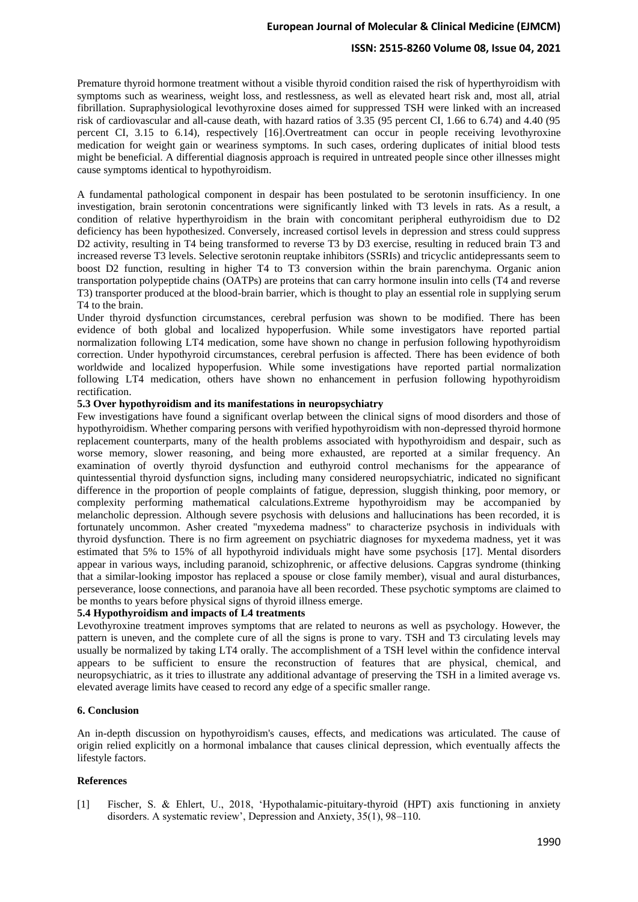Premature thyroid hormone treatment without a visible thyroid condition raised the risk of hyperthyroidism with symptoms such as weariness, weight loss, and restlessness, as well as elevated heart risk and, most all, atrial fibrillation. Supraphysiological levothyroxine doses aimed for suppressed TSH were linked with an increased risk of cardiovascular and all-cause death, with hazard ratios of 3.35 (95 percent CI, 1.66 to 6.74) and 4.40 (95 percent CI, 3.15 to 6.14), respectively [16].Overtreatment can occur in people receiving levothyroxine medication for weight gain or weariness symptoms. In such cases, ordering duplicates of initial blood tests might be beneficial. A differential diagnosis approach is required in untreated people since other illnesses might cause symptoms identical to hypothyroidism.

A fundamental pathological component in despair has been postulated to be serotonin insufficiency. In one investigation, brain serotonin concentrations were significantly linked with T3 levels in rats. As a result, a condition of relative hyperthyroidism in the brain with concomitant peripheral euthyroidism due to D2 deficiency has been hypothesized. Conversely, increased cortisol levels in depression and stress could suppress D2 activity, resulting in T4 being transformed to reverse T3 by D3 exercise, resulting in reduced brain T3 and increased reverse T3 levels. Selective serotonin reuptake inhibitors (SSRIs) and tricyclic antidepressants seem to boost D2 function, resulting in higher T4 to T3 conversion within the brain parenchyma. Organic anion transportation polypeptide chains (OATPs) are proteins that can carry hormone insulin into cells (T4 and reverse T3) transporter produced at the blood-brain barrier, which is thought to play an essential role in supplying serum T4 to the brain.

Under thyroid dysfunction circumstances, cerebral perfusion was shown to be modified. There has been evidence of both global and localized hypoperfusion. While some investigators have reported partial normalization following LT4 medication, some have shown no change in perfusion following hypothyroidism correction. Under hypothyroid circumstances, cerebral perfusion is affected. There has been evidence of both worldwide and localized hypoperfusion. While some investigations have reported partial normalization following LT4 medication, others have shown no enhancement in perfusion following hypothyroidism rectification.

**5.3 Over hypothyroidism and its manifestations in neuropsychiatry**

Few investigations have found a significant overlap between the clinical signs of mood disorders and those of hypothyroidism. Whether comparing persons with verified hypothyroidism with non-depressed thyroid hormone replacement counterparts, many of the health problems associated with hypothyroidism and despair, such as worse memory, slower reasoning, and being more exhausted, are reported at a similar frequency. An examination of overtly thyroid dysfunction and euthyroid control mechanisms for the appearance of quintessential thyroid dysfunction signs, including many considered neuropsychiatric, indicated no significant difference in the proportion of people complaints of fatigue, depression, sluggish thinking, poor memory, or complexity performing mathematical calculations.Extreme hypothyroidism may be accompanied by melancholic depression. Although severe psychosis with delusions and hallucinations has been recorded, it is fortunately uncommon. Asher created "myxedema madness" to characterize psychosis in individuals with thyroid dysfunction. There is no firm agreement on psychiatric diagnoses for myxedema madness, yet it was estimated that 5% to 15% of all hypothyroid individuals might have some psychosis [17]. Mental disorders appear in various ways, including paranoid, schizophrenic, or affective delusions. Capgras syndrome (thinking that a similar-looking impostor has replaced a spouse or close family member), visual and aural disturbances, perseverance, loose connections, and paranoia have all been recorded. These psychotic symptoms are claimed to be months to years before physical signs of thyroid illness emerge.

**5.4 Hypothyroidism and impacts of L4 treatments**

Levothyroxine treatment improves symptoms that are related to neurons as well as psychology. However, the pattern is uneven, and the complete cure of all the signs is prone to vary. TSH and T3 circulating levels may usually be normalized by taking LT4 orally. The accomplishment of a TSH level within the confidence interval appears to be sufficient to ensure the reconstruction of features that are physical, chemical, and neuropsychiatric, as it tries to illustrate any additional advantage of preserving the TSH in a limited average vs. elevated average limits have ceased to record any edge of a specific smaller range.

## 6. Conclusion

An in-depth discussion on hypothyroidism's causes, effects, and medications was articulated. The cause of origin relied explicitly on a hormonal imbalance that causes clinical depression, which eventually affects the lifestyle factors.

## References

[1] Fischer, S. & Ehlert, U., 2018, 'Hypothalamic-pituitary-thyroid (HPT) axis functioning in anxiety disorders. A systematic review', Depression and Anxiety, 35(1), 98–110.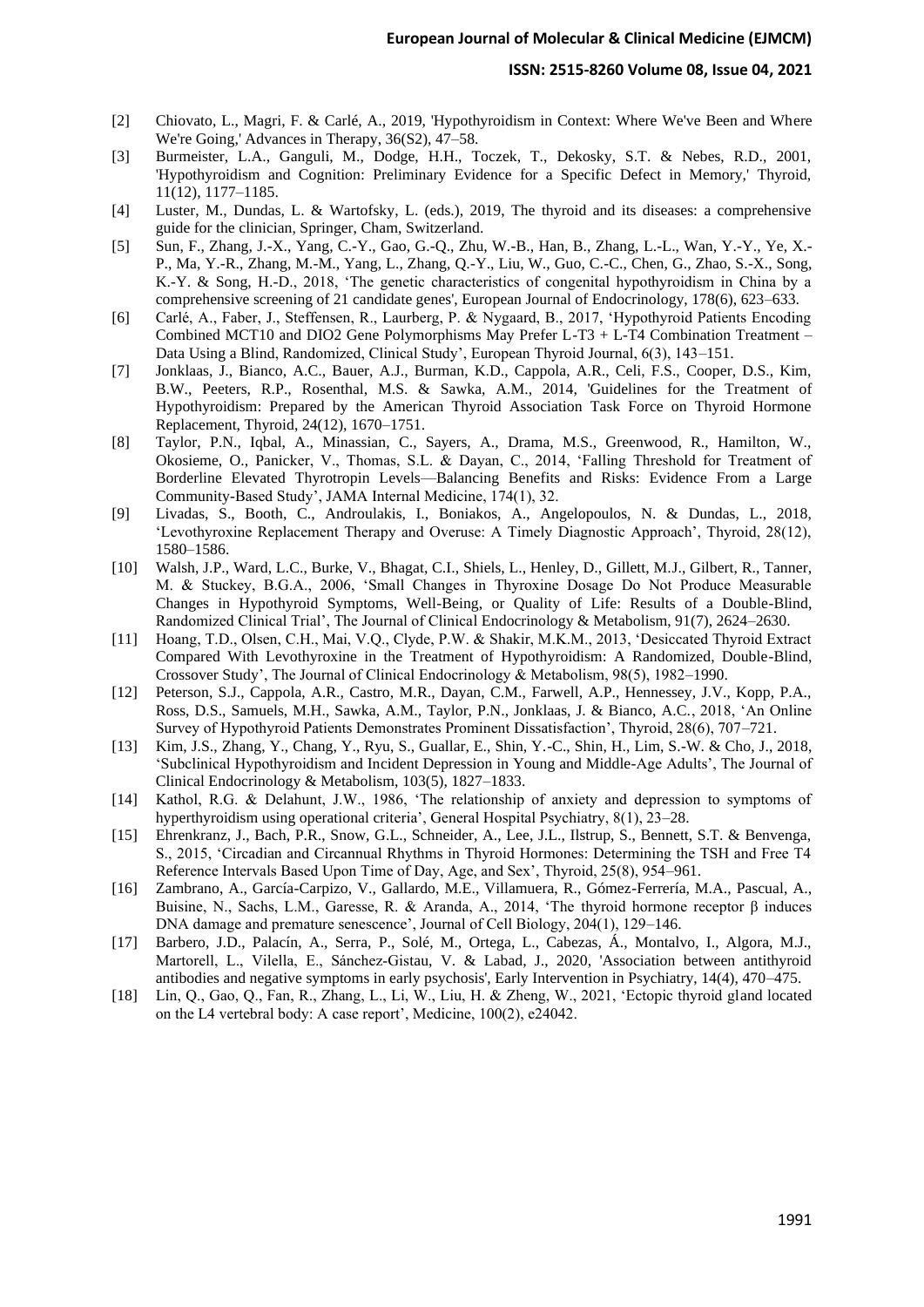[2] Chiovato, L., Magri, F. & Carlé, A., 2019, 'Hypothyroidism in Context: Where We've Been and Where We're Going,' Advances in Therapy, 36(S2), 47–58.

[3] Burmeister, L.A., Ganguli, M., Dodge, H.H., Toczek, T., Dekosky, S.T. & Nebes, R.D., 2001, 'Hypothyroidism and Cognition: Preliminary Evidence for a Specific Defect in Memory,' Thyroid, 11(12), 1177–1185.

[4] Luster, M., Dundas, L. & Wartofsky, L. (eds.), 2019, The thyroid and its diseases: a comprehensive guide for the clinician, Springer, Cham, Switzerland.

[5] Sun, F., Zhang, J.-X., Yang, C.-Y., Gao, G.-Q., Zhu, W.-B., Han, B., Zhang, L.-L., Wan, Y.-Y., Ye, X.-P., Ma, Y.-R., Zhang, M.-M., Yang, L., Zhang, Q.-Y., Liu, W., Guo, C.-C., Chen, G., Zhao, S.-X., Song, K.-Y. & Song, H.-D., 2018, 'The genetic characteristics of congenital hypothyroidism in China by a comprehensive screening of 21 candidate genes', European Journal of Endocrinology, 178(6), 623–633.

[6] Carlé, A., Faber, J., Steffensen, R., Laurberg, P. & Nygaard, B., 2017, 'Hypothyroid Patients Encoding Combined MCT10 and DIO2 Gene Polymorphisms May Prefer L-T3 + L-T4 Combination Treatment – Data Using a Blind, Randomized, Clinical Study', European Thyroid Journal, 6(3), 143–151.

[7] Jonklaas, J., Bianco, A.C., Bauer, A.J., Burman, K.D., Cappola, A.R., Celi, F.S., Cooper, D.S., Kim, B.W., Peeters, R.P., Rosenthal, M.S. & Sawka, A.M., 2014, 'Guidelines for the Treatment of Hypothyroidism: Prepared by the American Thyroid Association Task Force on Thyroid Hormone Replacement, Thyroid, 24(12), 1670–1751.

[8] Taylor, P.N., Iqbal, A., Minassian, C., Sayers, A., Drama, M.S., Greenwood, R., Hamilton, W., Okosieme, O., Panicker, V., Thomas, S.L. & Dayan, C., 2014, 'Falling Threshold for Treatment of Borderline Elevated Thyrotropin Levels—Balancing Benefits and Risks: Evidence From a Large Community-Based Study', JAMA Internal Medicine, 174(1), 32.

[9] Livadas, S., Booth, C., Androulakis, I., Boniakos, A., Angelopoulos, N. & Dundas, L., 2018, 'Levothyroxine Replacement Therapy and Overuse: A Timely Diagnostic Approach', Thyroid, 28(12), 1580–1586.

[10] Walsh, J.P., Ward, L.C., Burke, V., Bhagat, C.I., Shiels, L., Henley, D., Gillett, M.J., Gilbert, R., Tanner, M. & Stuckey, B.G.A., 2006, 'Small Changes in Thyroxine Dosage Do Not Produce Measurable Changes in Hypothyroid Symptoms, Well-Being, or Quality of Life: Results of a Double-Blind, Randomized Clinical Trial', The Journal of Clinical Endocrinology & Metabolism, 91(7), 2624–2630.

[11] Hoang, T.D., Olsen, C.H., Mai, V.Q., Clyde, P.W. & Shakir, M.K.M., 2013, 'Desiccated Thyroid Extract Compared With Levothyroxine in the Treatment of Hypothyroidism: A Randomized, Double-Blind, Crossover Study', The Journal of Clinical Endocrinology & Metabolism, 98(5), 1982–1990.

[12] Peterson, S.J., Cappola, A.R., Castro, M.R., Dayan, C.M., Farwell, A.P., Hennessey, J.V., Kopp, P.A., Ross, D.S., Samuels, M.H., Sawka, A.M., Taylor, P.N., Jonklaas, J. & Bianco, A.C., 2018, 'An Online Survey of Hypothyroid Patients Demonstrates Prominent Dissatisfaction', Thyroid, 28(6), 707–721.

[13] Kim, J.S., Zhang, Y., Chang, Y., Ryu, S., Guallar, E., Shin, Y.-C., Shin, H., Lim, S.-W. & Cho, J., 2018, 'Subclinical Hypothyroidism and Incident Depression in Young and Middle-Age Adults', The Journal of Clinical Endocrinology & Metabolism, 103(5), 1827–1833.

[14] Kathol, R.G. & Delahunt, J.W., 1986, 'The relationship of anxiety and depression to symptoms of hyperthyroidism using operational criteria', General Hospital Psychiatry, 8(1), 23–28.

[15] Ehrenkranz, J., Bach, P.R., Snow, G.L., Schneider, A., Lee, J.L., Ilstrup, S., Bennett, S.T. & Benvenga, S., 2015, 'Circadian and Circannual Rhythms in Thyroid Hormones: Determining the TSH and Free T4 Reference Intervals Based Upon Time of Day, Age, and Sex', Thyroid, 25(8), 954–961.

[16] Zambrano, A., García-Carpizo, V., Gallardo, M.E., Villamuera, R., Gómez-Ferrería, M.A., Pascual, A., Buisine, N., Sachs, L.M., Garesse, R. & Aranda, A., 2014, 'The thyroid hormone receptor β induces DNA damage and premature senescence', Journal of Cell Biology, 204(1), 129–146.

[17] Barbero, J.D., Palacín, A., Serra, P., Solé, M., Ortega, L., Cabezas, Á., Montalvo, I., Algora, M.J., Martorell, L., Vilella, E., Sánchez-Gistau, V. & Labad, J., 2020, 'Association between antithyroid antibodies and negative symptoms in early psychosis', Early Intervention in Psychiatry, 14(4), 470–475.

[18] Lin, Q., Gao, Q., Fan, R., Zhang, L., Li, W., Liu, H. & Zheng, W., 2021, 'Ectopic thyroid gland located on the L4 vertebral body: A case report', Medicine, 100(2), e24042.